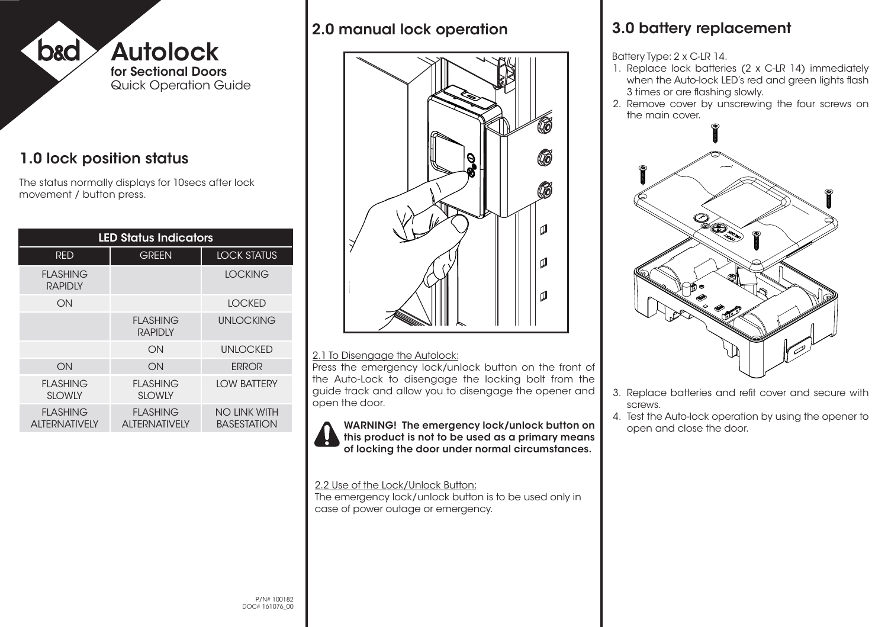# Autolock

**for Sectional Doors**

Quick Operation Guide

## 1.0 lock position status

The status normally displays for 10secs after lock movement / button press.

| LED Status Indicators | | |
|---|---|---|
| RED | GREEN | LOCK STATUS |
| FLASHING RAPIDLY | | LOCKING |
| ON | | LOCKED |
| | FLASHING RAPIDLY | UNLOCKING |
| | ON | UNLOCKED |
| ON | ON | ERROR |
| FLASHING SLOWLY | FLASHING SLOWLY | LOW BATTERY |
| FLASHING ALTERNATIVELY | FLASHING ALTERNATIVELY | NO LINK WITH BASESTATION |

P/N# 100182
DOC# 161076_00

## 2.0 manual lock operation

2.1 To Disengage the Autolock:
Press the emergency lock/unlock button on the front of the Auto-Lock to disengage the locking bolt from the guide track and allow you to disengage the opener and open the door.

**WARNING! The emergency lock/unlock button on this product is not to be used as a primary means of locking the door under normal circumstances.**

2.2 Use of the Lock/Unlock Button:
The emergency lock/unlock button is to be used only in case of power outage or emergency.

## 3.0 battery replacement

Battery Type: 2 x C-LR 14.

1. Replace lock batteries (2 x C-LR 14) immediately when the Auto-lock LED's red and green lights flash 3 times or are flashing slowly.
2. Remove cover by unscrewing the four screws on the main cover.
3. Replace batteries and refit cover and secure with screws.
4. Test the Auto-lock operation by using the opener to open and close the door.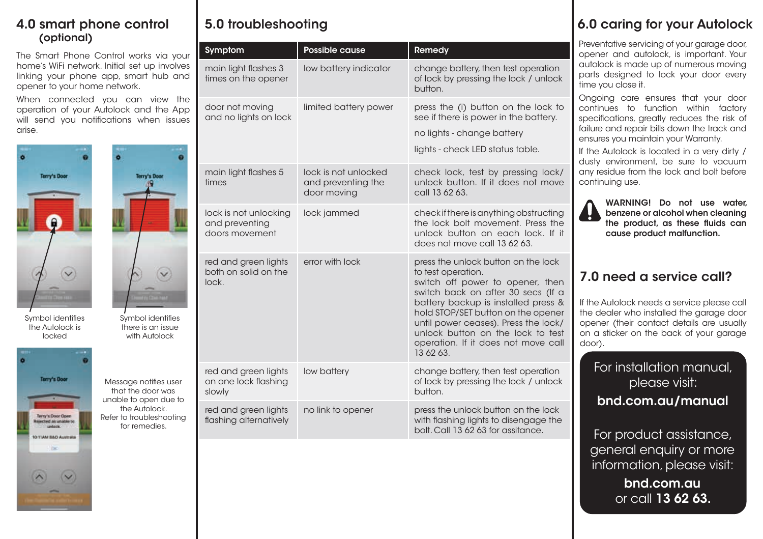## 4.0 smart phone control (optional)

The Smart Phone Control works via your home's WiFi network. Initial set up involves linking your phone app, smart hub and opener to your home network.

When connected you can view the operation of your Autolock and the App will send you notifications when issues arise.

Symbol identifies the Autolock is locked

Symbol identifies there is an issue with Autolock

Message notifies user that the door was unable to open due to the Autolock. Refer to troubleshooting for remedies.

## 5.0 troubleshooting

| Symptom | Possible cause | Remedy |
|---|---|---|
| main light flashes 3 times on the opener | low battery indicator | change battery, then test operation of lock by pressing the lock / unlock button. |
| door not moving and no lights on lock | limited battery power | press the (i) button on the lock to see if there is power in the battery.<br>no lights - change battery<br>lights - check LED status table. |
| main light flashes 5 times | lock is not unlocked and preventing the door moving | check lock, test by pressing lock/ unlock button. If it does not move call 13 62 63. |
| lock is not unlocking and preventing doors movement | lock jammed | check if there is anything obstructing the lock bolt movement. Press the unlock button on each lock. If it does not move call 13 62 63. |
| red and green lights both on solid on the lock. | error with lock | press the unlock button on the lock to test operation.<br>switch off power to opener, then switch back on after 30 secs (If a battery backup is installed press & hold STOP/SET button on the opener until power ceases). Press the lock/ unlock button on the lock to test operation. If it does not move call 13 62 63. |
| red and green lights on one lock flashing slowly | low battery | change battery, then test operation of lock by pressing the lock / unlock button. |
| red and green lights flashing alternatively | no link to opener | press the unlock button on the lock with flashing lights to disengage the bolt. Call 13 62 63 for assitance. |

## 6.0 caring for your Autolock

Preventative servicing of your garage door, opener and autolock, is important. Your autolock is made up of numerous moving parts designed to lock your door every time you close it.

Ongoing care ensures that your door continues to function within factory specifications, greatly reduces the risk of failure and repair bills down the track and ensures you maintain your Warranty.

If the Autolock is located in a very dirty / dusty environment, be sure to vacuum any residue from the lock and bolt before continuing use.

**WARNING! Do not use water, benzene or alcohol when cleaning the product, as these fluids can cause product malfunction.**

## 7.0 need a service call?

If the Autolock needs a service please call the dealer who installed the garage door opener (their contact details are usually on a sticker on the back of your garage door).

For installation manual, please visit:
**bnd.com.au/manual**

For product assistance, general enquiry or more information, please visit:
**bnd.com.au**
or call **13 62 63.**